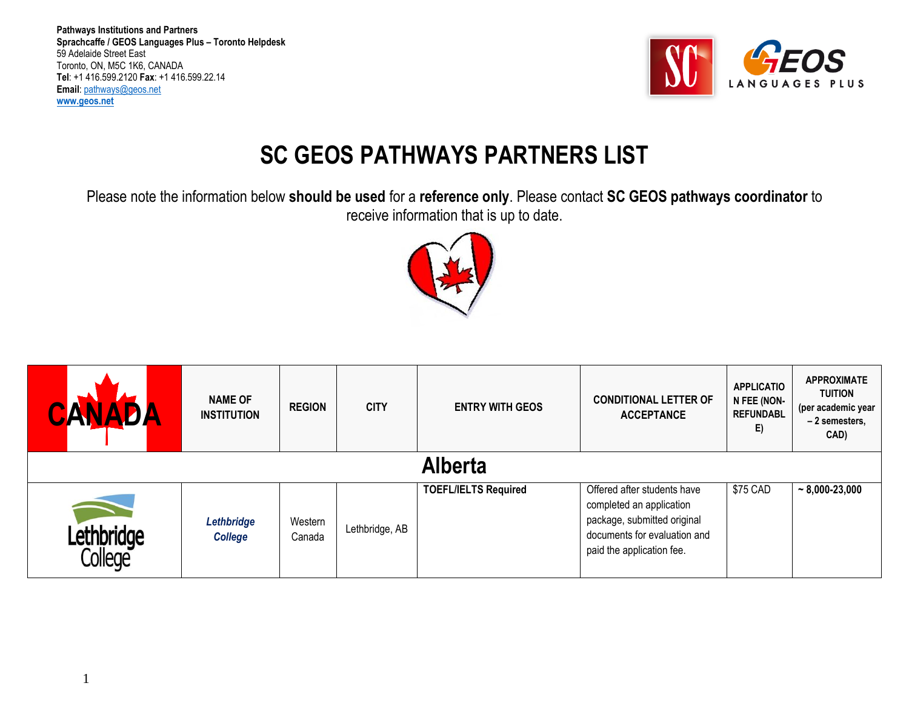**Pathways Institutions and Partners**
**Sprachcaffe / GEOS Languages Plus – Toronto Helpdesk**
59 Adelaide Street East
Toronto, ON, M5C 1K6, CANADA
**Tel**: +1 416.599.2120 **Fax**: +1 416.599.22.14
**Email**: pathways@geos.net
**www.geos.net**

# SC GEOS PATHWAYS PARTNERS LIST

Please note the information below **should be used** for a **reference only**. Please contact **SC GEOS pathways coordinator** to receive information that is up to date.

| CANADA | NAME OF INSTITUTION | REGION | CITY | ENTRY WITH GEOS | CONDITIONAL LETTER OF ACCEPTANCE | APPLICATION FEE (NON-REFUNDABLE) | APPROXIMATE TUITION (per academic year – 2 semesters, CAD) |
|---|---|---|---|---|---|---|---|
| **Alberta** | | | | | | | |
| Lethbridge College | ***Lethbridge College*** | Western Canada | Lethbridge, AB | **TOEFL/IELTS Required** | Offered after students have completed an application package, submitted original documents for evaluation and paid the application fee. | $75 CAD | **~ 8,000-23,000** |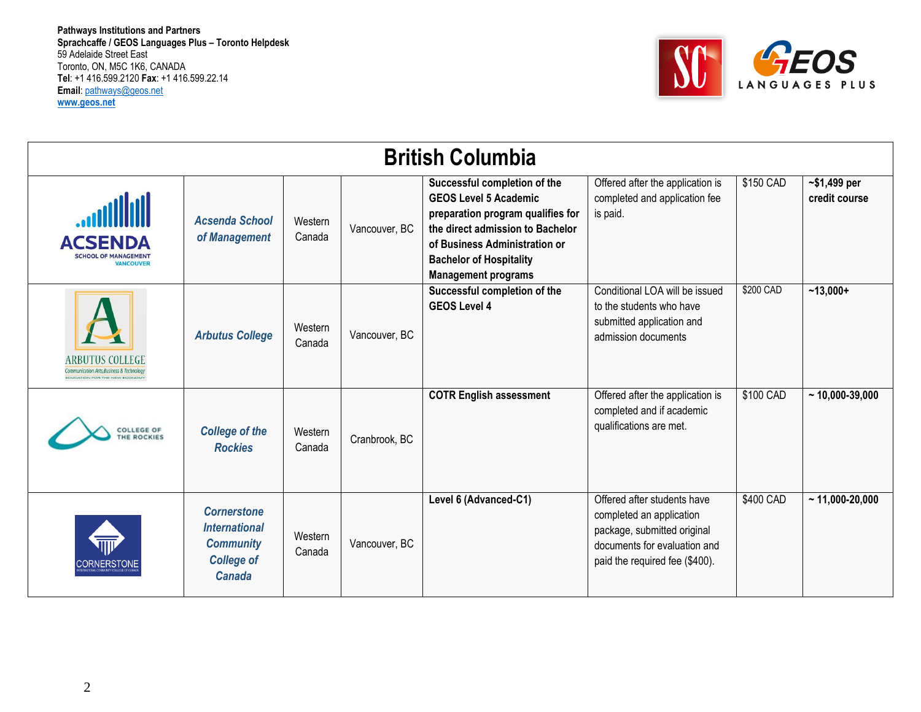**Pathways Institutions and Partners**
**Sprachcaffe / GEOS Languages Plus – Toronto Helpdesk**
59 Adelaide Street East
Toronto, ON, M5C 1K6, CANADA
**Tel**: +1 416.599.2120 **Fax**: +1 416.599.22.14
**Email**: pathways@geos.net
**www.geos.net**

| British Columbia | | | | | | | |
|---|---|---|---|---|---|---|---|
| ACSENDA SCHOOL OF MANAGEMENT VANCOUVER | ***Acsenda School of Management*** | Western Canada | Vancouver, BC | **Successful completion of the GEOS Level 5 Academic preparation program qualifies for the direct admission to Bachelor of Business Administration or Bachelor of Hospitality Management programs** | Offered after the application is completed and application fee is paid. | $150 CAD | **~$1,499 per credit course** |
| ARBUTUS COLLEGE Communication Arts, Business & Technology EDUCATION FOR THE NEW ECONOMY | ***Arbutus College*** | Western Canada | Vancouver, BC | **Successful completion of the GEOS Level 4** | Conditional LOA will be issued to the students who have submitted application and admission documents | $200 CAD | **~13,000+** |
| COLLEGE OF THE ROCKIES | ***College of the Rockies*** | Western Canada | Cranbrook, BC | **COTR English assessment** | Offered after the application is completed and if academic qualifications are met. | $100 CAD | **~ 10,000-39,000** |
| CORNERSTONE INTERNATIONAL COMMUNITY COLLEGE OF CANADA | ***Cornerstone International Community College of Canada*** | Western Canada | Vancouver, BC | **Level 6 (Advanced-C1)** | Offered after students have completed an application package, submitted original documents for evaluation and paid the required fee ($400). | $400 CAD | **~ 11,000-20,000** |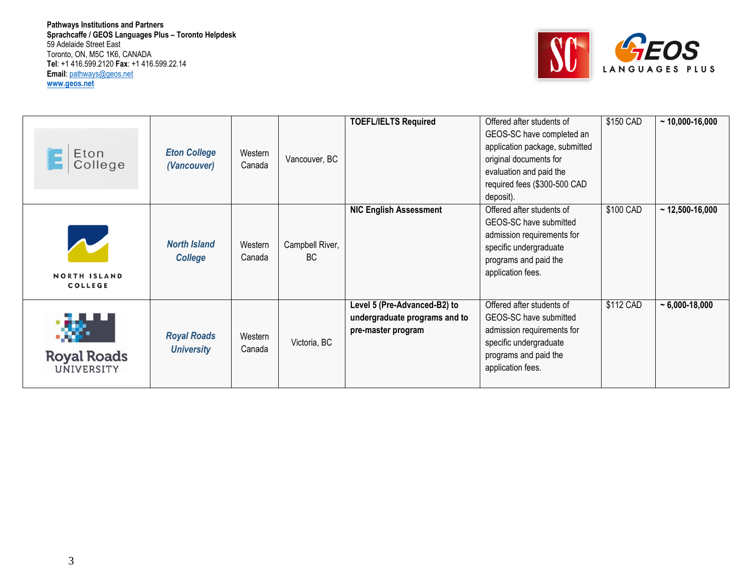**Pathways Institutions and Partners**
**Sprachcaffe / GEOS Languages Plus – Toronto Helpdesk**
59 Adelaide Street East
Toronto, ON, M5C 1K6, CANADA
**Tel**: +1 416.599.2120 **Fax**: +1 416.599.22.14
**Email**: pathways@geos.net
**www.geos.net**

| | | | | | | | |
|---|---|---|---|---|---|---|---|
| Eton College | ***Eton College (Vancouver)*** | Western Canada | Vancouver, BC | **TOEFL/IELTS Required** | Offered after students of GEOS-SC have completed an application package, submitted original documents for evaluation and paid the required fees ($300-500 CAD deposit). | $150 CAD | **~ 10,000-16,000** |
| NORTH ISLAND COLLEGE | ***North Island College*** | Western Canada | Campbell River, BC | **NIC English Assessment** | Offered after students of GEOS-SC have submitted admission requirements for specific undergraduate programs and paid the application fees. | $100 CAD | **~ 12,500-16,000** |
| Royal Roads UNIVERSITY | ***Royal Roads University*** | Western Canada | Victoria, BC | **Level 5 (Pre-Advanced-B2) to undergraduate programs and to pre-master program** | Offered after students of GEOS-SC have submitted admission requirements for specific undergraduate programs and paid the application fees. | $112 CAD | **~ 6,000-18,000** |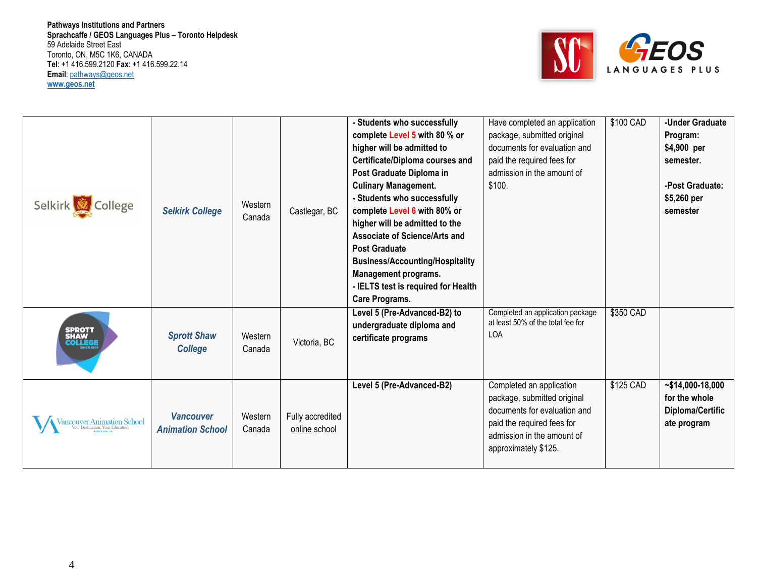**Pathways Institutions and Partners**
**Sprachcaffe / GEOS Languages Plus – Toronto Helpdesk**
59 Adelaide Street East
Toronto, ON, M5C 1K6, CANADA
**Tel**: +1 416.599.2120 **Fax**: +1 416.599.22.14
**Email**: pathways@geos.net
**www.geos.net**

| | | | | | | | |
|---|---|---|---|---|---|---|---|
| Selkirk College | ***Selkirk College*** | Western Canada | Castlegar, BC | **- Students who successfully complete Level 5 with 80 % or higher will be admitted to Certificate/Diploma courses and Post Graduate Diploma in Culinary Management.**<br>**- Students who successfully complete Level 6 with 80% or higher will be admitted to the Associate of Science/Arts and Post Graduate Business/Accounting/Hospitality Management programs.**<br>**- IELTS test is required for Health Care Programs.** | Have completed an application package, submitted original documents for evaluation and paid the required fees for admission in the amount of $100. | $100 CAD | **-Under Graduate Program: $4,900 per semester.**<br><br>**-Post Graduate: $5,260 per semester** |
| Sprott Shaw College | ***Sprott Shaw College*** | Western Canada | Victoria, BC | **Level 5 (Pre-Advanced-B2) to undergraduate diploma and certificate programs** | Completed an application package at least 50% of the total fee for LOA | $350 CAD | |
| Vancouver Animation School | ***Vancouver Animation School*** | Western Canada | Fully accredited online school | **Level 5 (Pre-Advanced-B2)** | Completed an application package, submitted original documents for evaluation and paid the required fees for admission in the amount of approximately $125. | $125 CAD | **~$14,000-18,000 for the whole Diploma/Certificate program** |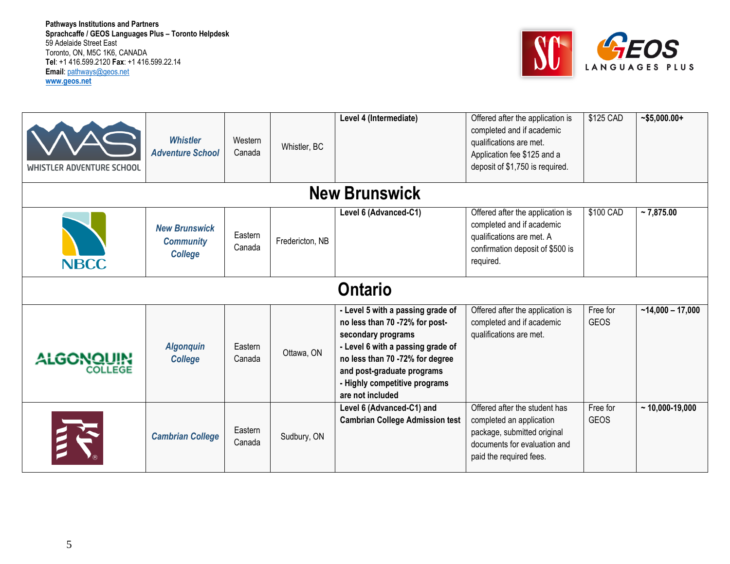**Pathways Institutions and Partners**
**Sprachcaffe / GEOS Languages Plus – Toronto Helpdesk**
59 Adelaide Street East
Toronto, ON, M5C 1K6, CANADA
**Tel**: +1 416.599.2120 **Fax**: +1 416.599.22.14
**Email**: pathways@geos.net
**www.geos.net**

| | | | | | | | |
|---|---|---|---|---|---|---|---|
| WHISTLER ADVENTURE SCHOOL | ***Whistler Adventure School*** | Western Canada | Whistler, BC | **Level 4 (Intermediate)** | Offered after the application is completed and if academic qualifications are met. Application fee $125 and a deposit of $1,750 is required. | $125 CAD | **~$5,000.00+** |
| **New Brunswick** | | | | | | | |
| NBCC | ***New Brunswick Community College*** | Eastern Canada | Fredericton, NB | **Level 6 (Advanced-C1)** | Offered after the application is completed and if academic qualifications are met. A confirmation deposit of $500 is required. | $100 CAD | **~ 7,875.00** |
| **Ontario** | | | | | | | |
| ALGONQUIN COLLEGE | ***Algonquin College*** | Eastern Canada | Ottawa, ON | **- Level 5 with a passing grade of no less than 70 -72% for post-secondary programs**<br>**- Level 6 with a passing grade of no less than 70 -72% for degree and post-graduate programs**<br>**- Highly competitive programs are not included** | Offered after the application is completed and if academic qualifications are met. | Free for GEOS | **~14,000 – 17,000** |
| | ***Cambrian College*** | Eastern Canada | Sudbury, ON | **Level 6 (Advanced-C1) and Cambrian College Admission test** | Offered after the student has completed an application package, submitted original documents for evaluation and paid the required fees. | Free for GEOS | **~ 10,000-19,000** |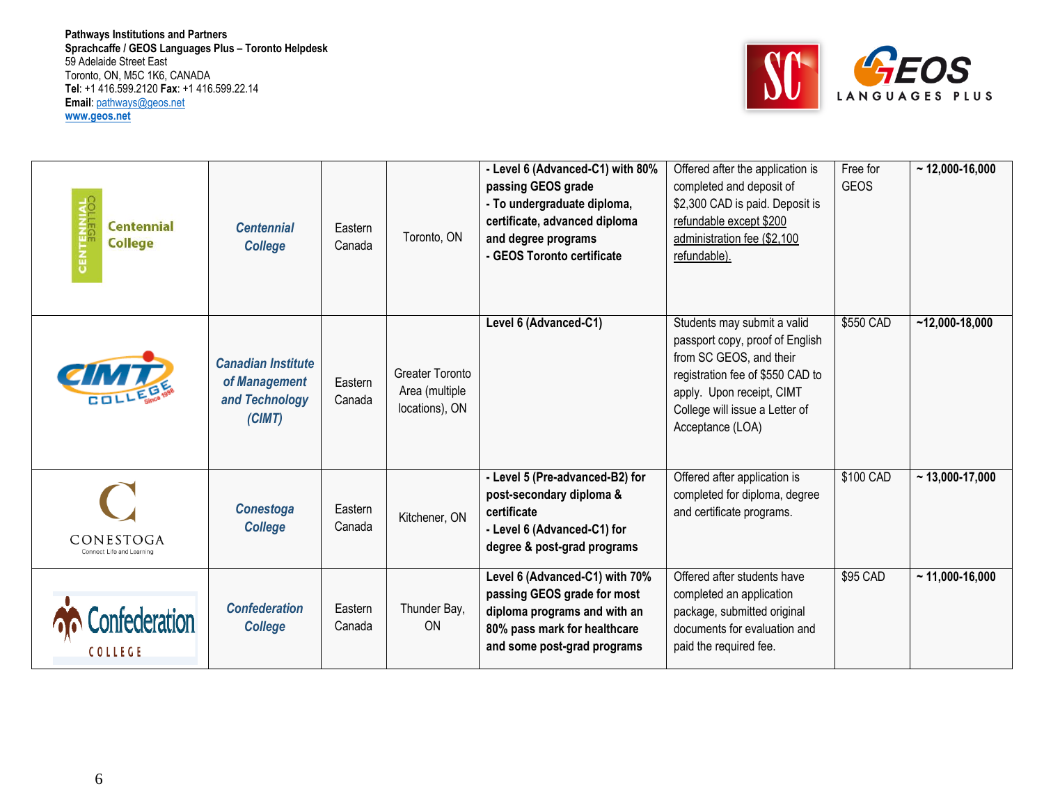**Pathways Institutions and Partners**
**Sprachcaffe / GEOS Languages Plus – Toronto Helpdesk**
59 Adelaide Street East
Toronto, ON, M5C 1K6, CANADA
**Tel**: +1 416.599.2120 **Fax**: +1 416.599.22.14
**Email**: pathways@geos.net
**www.geos.net**

| | | | | | | | |
|---|---|---|---|---|---|---|---|
| Centennial College | ***Centennial College*** | Eastern Canada | Toronto, ON | **- Level 6 (Advanced-C1) with 80% passing GEOS grade<br>- To undergraduate diploma, certificate, advanced diploma and degree programs<br>- GEOS Toronto certificate** | Offered after the application is completed and deposit of $2,300 CAD is paid. Deposit is refundable except $200 administration fee ($2,100 refundable). | Free for GEOS | **~ 12,000-16,000** |
| CIMT College Since 1998 | ***Canadian Institute of Management and Technology (CIMT)*** | Eastern Canada | Greater Toronto Area (multiple locations), ON | **Level 6 (Advanced-C1)** | Students may submit a valid passport copy, proof of English from SC GEOS, and their registration fee of $550 CAD to apply. Upon receipt, CIMT College will issue a Letter of Acceptance (LOA) | $550 CAD | **~12,000-18,000** |
| CONESTOGA Connect Life and Learning | ***Conestoga College*** | Eastern Canada | Kitchener, ON | **- Level 5 (Pre-advanced-B2) for post-secondary diploma & certificate<br>- Level 6 (Advanced-C1) for degree & post-grad programs** | Offered after application is completed for diploma, degree and certificate programs. | $100 CAD | **~ 13,000-17,000** |
| Confederation College | ***Confederation College*** | Eastern Canada | Thunder Bay, ON | **Level 6 (Advanced-C1) with 70% passing GEOS grade for most diploma programs and with an 80% pass mark for healthcare and some post-grad programs** | Offered after students have completed an application package, submitted original documents for evaluation and paid the required fee. | $95 CAD | **~ 11,000-16,000** |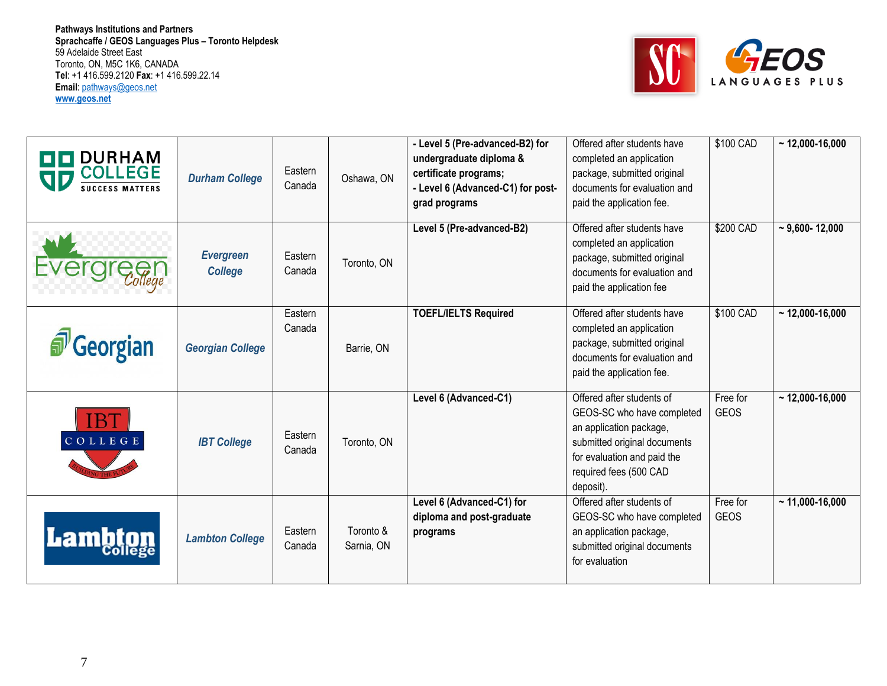**Pathways Institutions and Partners**
**Sprachcaffe / GEOS Languages Plus – Toronto Helpdesk**
59 Adelaide Street East
Toronto, ON, M5C 1K6, CANADA
**Tel**: +1 416.599.2120 **Fax**: +1 416.599.22.14
**Email**: pathways@geos.net
**www.geos.net**

| | | | | | | | |
|---|---|---|---|---|---|---|---|
| DURHAM COLLEGE SUCCESS MATTERS | ***Durham College*** | Eastern Canada | Oshawa, ON | **- Level 5 (Pre-advanced-B2) for undergraduate diploma & certificate programs;<br>- Level 6 (Advanced-C1) for post-grad programs** | Offered after students have completed an application package, submitted original documents for evaluation and paid the application fee. | $100 CAD | **~ 12,000-16,000** |
| Evergreen College | ***Evergreen College*** | Eastern Canada | Toronto, ON | **Level 5 (Pre-advanced-B2)** | Offered after students have completed an application package, submitted original documents for evaluation and paid the application fee | $200 CAD | **~ 9,600- 12,000** |
| Georgian | ***Georgian College*** | Eastern Canada | Barrie, ON | **TOEFL/IELTS Required** | Offered after students have completed an application package, submitted original documents for evaluation and paid the application fee. | $100 CAD | **~ 12,000-16,000** |
| IBT COLLEGE BUILDING THE FUTURE | ***IBT College*** | Eastern Canada | Toronto, ON | **Level 6 (Advanced-C1)** | Offered after students of GEOS-SC who have completed an application package, submitted original documents for evaluation and paid the required fees (500 CAD deposit). | Free for GEOS | **~ 12,000-16,000** |
| Lambton College | ***Lambton College*** | Eastern Canada | Toronto & Sarnia, ON | **Level 6 (Advanced-C1) for diploma and post-graduate programs** | Offered after students of GEOS-SC who have completed an application package, submitted original documents for evaluation | Free for GEOS | **~ 11,000-16,000** |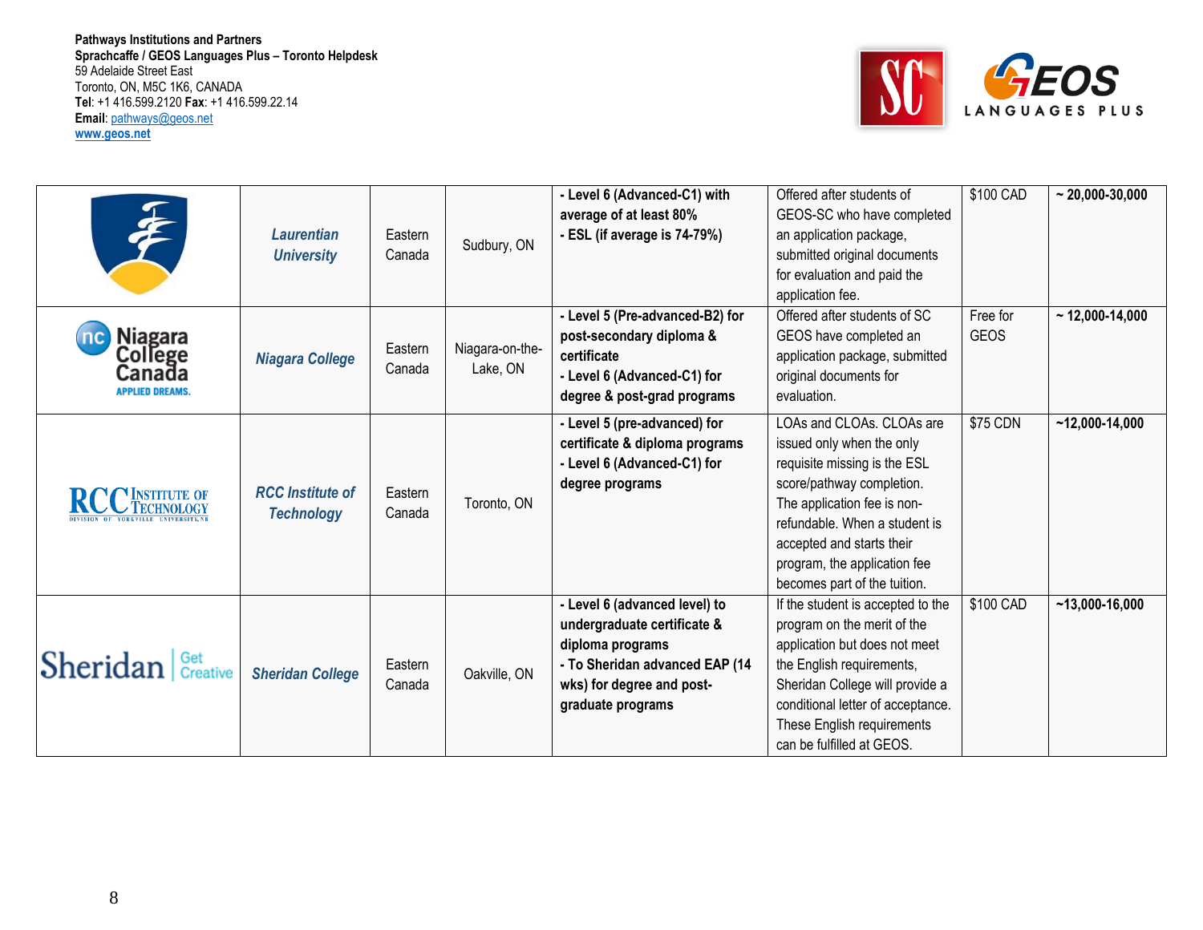**Pathways Institutions and Partners**
**Sprachcaffe / GEOS Languages Plus – Toronto Helpdesk**
59 Adelaide Street East
Toronto, ON, M5C 1K6, CANADA
**Tel**: +1 416.599.2120 **Fax**: +1 416.599.22.14
**Email**: pathways@geos.net
**www.geos.net**

| | | | | | | | |
|---|---|---|---|---|---|---|---|
| | *Laurentian University* | Eastern Canada | Sudbury, ON | **- Level 6 (Advanced-C1) with average of at least 80%**<br>**- ESL (if average is 74-79%)** | Offered after students of GEOS-SC who have completed an application package, submitted original documents for evaluation and paid the application fee. | $100 CAD | **~ 20,000-30,000** |
| | *Niagara College* | Eastern Canada | Niagara-on-the-Lake, ON | **- Level 5 (Pre-advanced-B2) for post-secondary diploma & certificate**<br>**- Level 6 (Advanced-C1) for degree & post-grad programs** | Offered after students of SC GEOS have completed an application package, submitted original documents for evaluation. | Free for GEOS | **~ 12,000-14,000** |
| | *RCC Institute of Technology* | Eastern Canada | Toronto, ON | **- Level 5 (pre-advanced) for certificate & diploma programs**<br>**- Level 6 (Advanced-C1) for degree programs** | LOAs and CLOAs. CLOAs are issued only when the only requisite missing is the ESL score/pathway completion. The application fee is non-refundable. When a student is accepted and starts their program, the application fee becomes part of the tuition. | $75 CDN | **~12,000-14,000** |
| | *Sheridan College* | Eastern Canada | Oakville, ON | **- Level 6 (advanced level) to undergraduate certificate & diploma programs**<br>**- To Sheridan advanced EAP (14 wks) for degree and post-graduate programs** | If the student is accepted to the program on the merit of the application but does not meet the English requirements, Sheridan College will provide a conditional letter of acceptance. These English requirements can be fulfilled at GEOS. | $100 CAD | **~13,000-16,000** |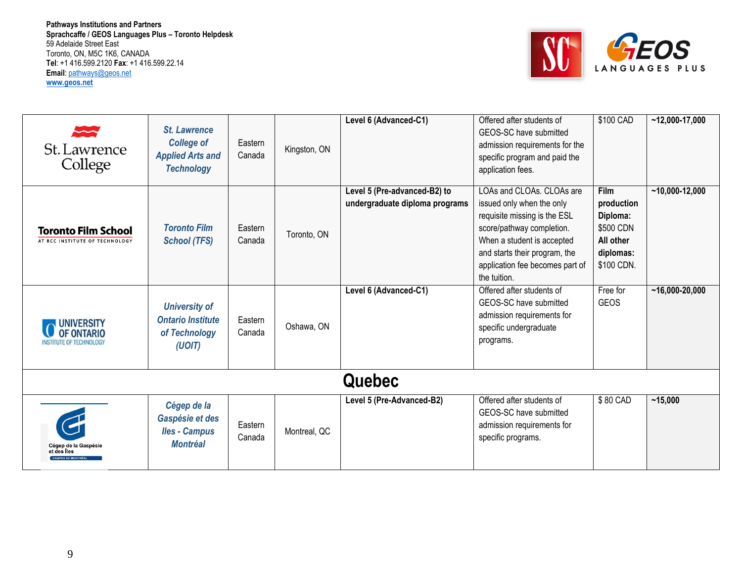**Pathways Institutions and Partners**
**Sprachcaffe / GEOS Languages Plus – Toronto Helpdesk**
59 Adelaide Street East
Toronto, ON, M5C 1K6, CANADA
**Tel**: +1 416.599.2120 **Fax**: +1 416.599.22.14
**Email**: pathways@geos.net
**www.geos.net**

| | | | | | | | |
|---|---|---|---|---|---|---|---|
| St. Lawrence College | *St. Lawrence College of Applied Arts and Technology* | Eastern Canada | Kingston, ON | **Level 6 (Advanced-C1)** | Offered after students of GEOS-SC have submitted admission requirements for the specific program and paid the application fees. | $100 CAD | **~12,000-17,000** |
| Toronto Film School AT RCC INSTITUTE OF TECHNOLOGY | *Toronto Film School (TFS)* | Eastern Canada | Toronto, ON | **Level 5 (Pre-advanced-B2) to undergraduate diploma programs** | LOAs and CLOAs. CLOAs are issued only when the only requisite missing is the ESL score/pathway completion. When a student is accepted and starts their program, the application fee becomes part of the tuition. | **Film production Diploma:** $500 CDN **All other diplomas:** $100 CDN. | **~10,000-12,000** |
| UNIVERSITY OF ONTARIO INSTITUTE OF TECHNOLOGY | *University of Ontario Institute of Technology (UOIT)* | Eastern Canada | Oshawa, ON | **Level 6 (Advanced-C1)** | Offered after students of GEOS-SC have submitted admission requirements for specific undergraduate programs. | Free for GEOS | **~16,000-20,000** |
| **Quebec** | | | | | | | |
| Cégep de la Gaspésie et des Îles CAMPUS DE MONTRÉAL | *Cégep de la Gaspésie et des Iles - Campus Montréal* | Eastern Canada | Montreal, QC | **Level 5 (Pre-Advanced-B2)** | Offered after students of GEOS-SC have submitted admission requirements for specific programs. | $ 80 CAD | **~15,000** |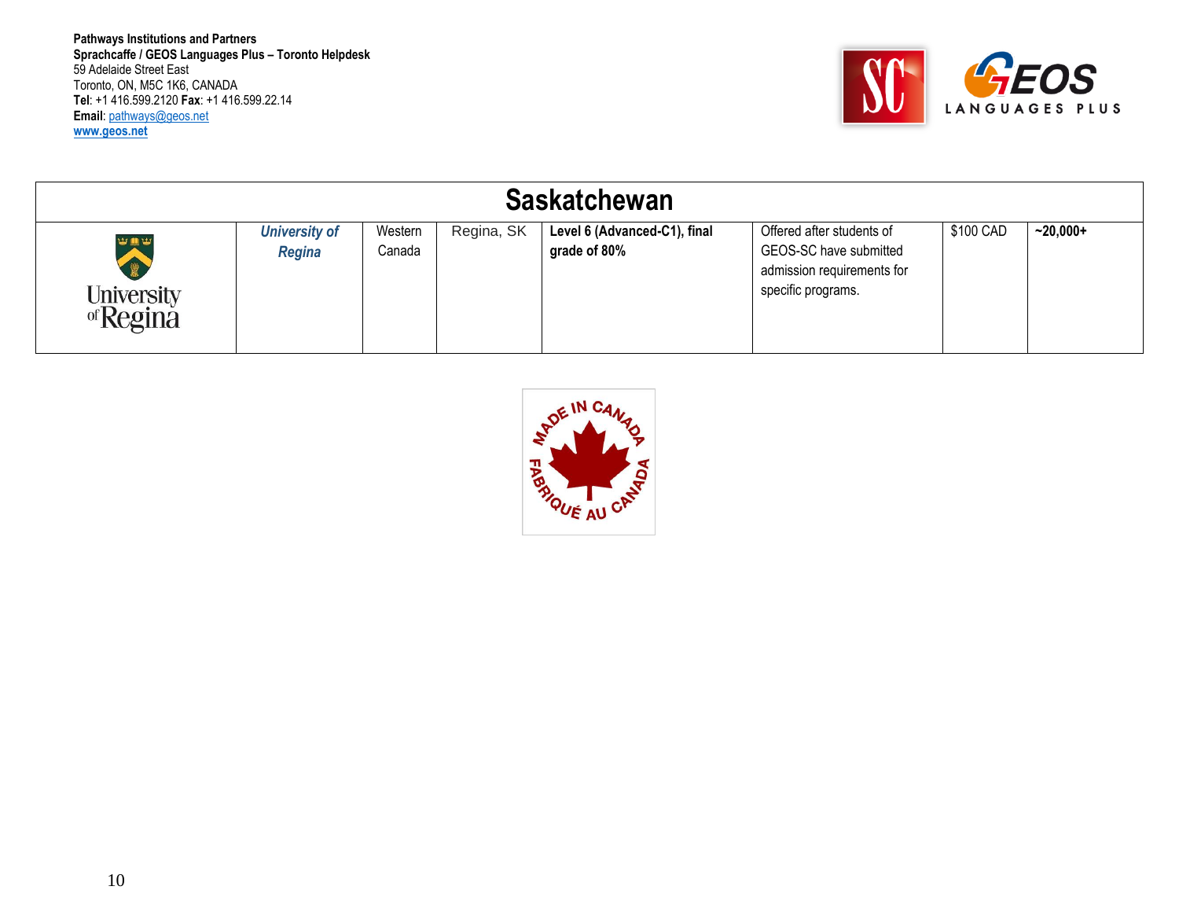**Pathways Institutions and Partners**
**Sprachcaffe / GEOS Languages Plus – Toronto Helpdesk**
59 Adelaide Street East
Toronto, ON, M5C 1K6, CANADA
**Tel**: +1 416.599.2120 **Fax**: +1 416.599.22.14
**Email**: pathways@geos.net
**www.geos.net**

| Saskatchewan | | | | | | | |
|---|---|---|---|---|---|---|---|
| University of Regina | ***University of Regina*** | Western Canada | Regina, SK | **Level 6 (Advanced-C1), final grade of 80%** | Offered after students of GEOS-SC have submitted admission requirements for specific programs. | $100 CAD | **~20,000+** |

MADE IN CANADA
FABRIQUÉ AU CANADA